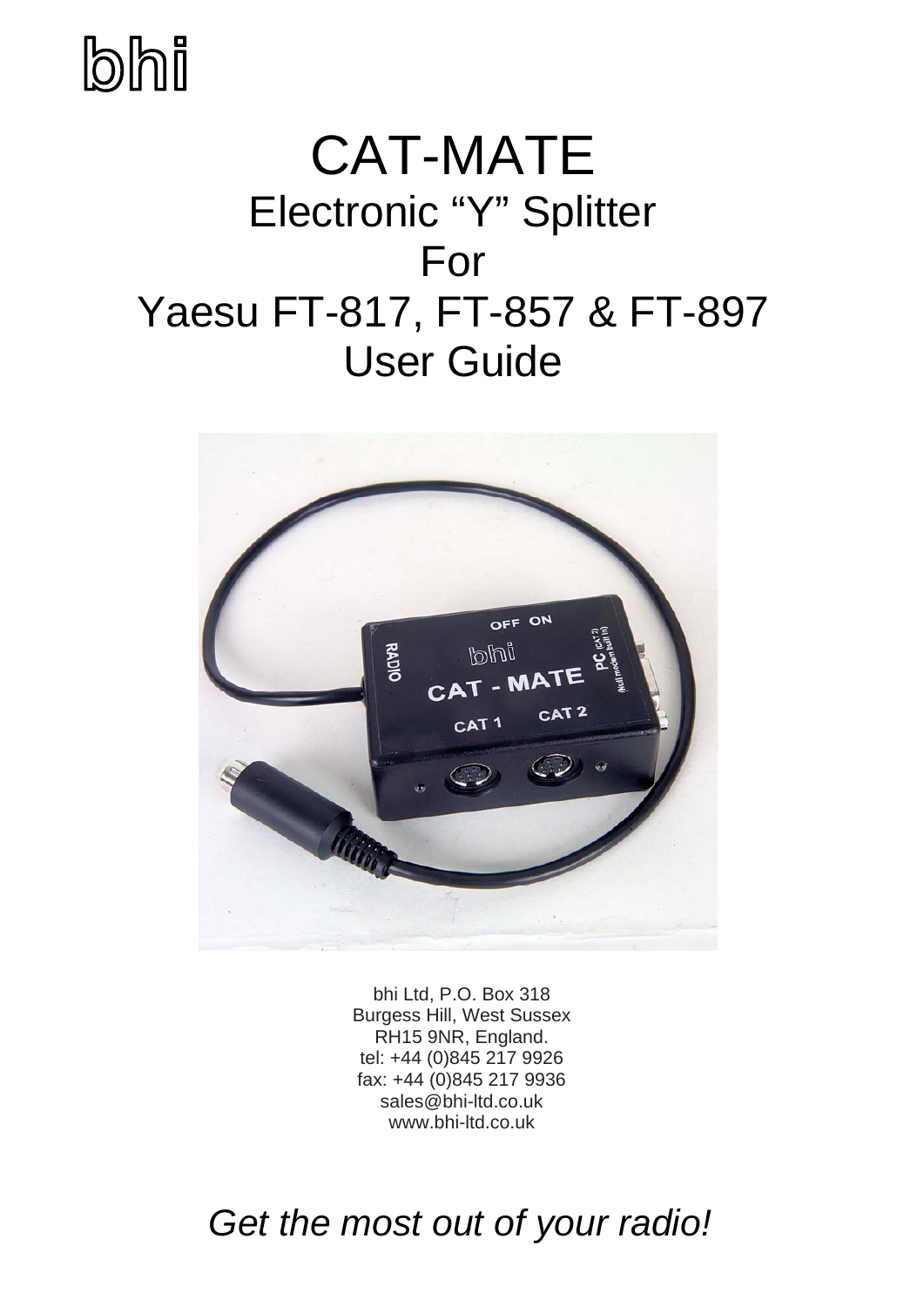bhi

# CAT-MATE

## Electronic “Y” Splitter For Yaesu FT-817, FT-857 & FT-897 User Guide

bhi Ltd, P.O. Box 318
Burgess Hill, West Sussex
RH15 9NR, England.
tel: +44 (0)845 217 9926
fax: +44 (0)845 217 9936
sales@bhi-ltd.co.uk
www.bhi-ltd.co.uk

*Get the most out of your radio!*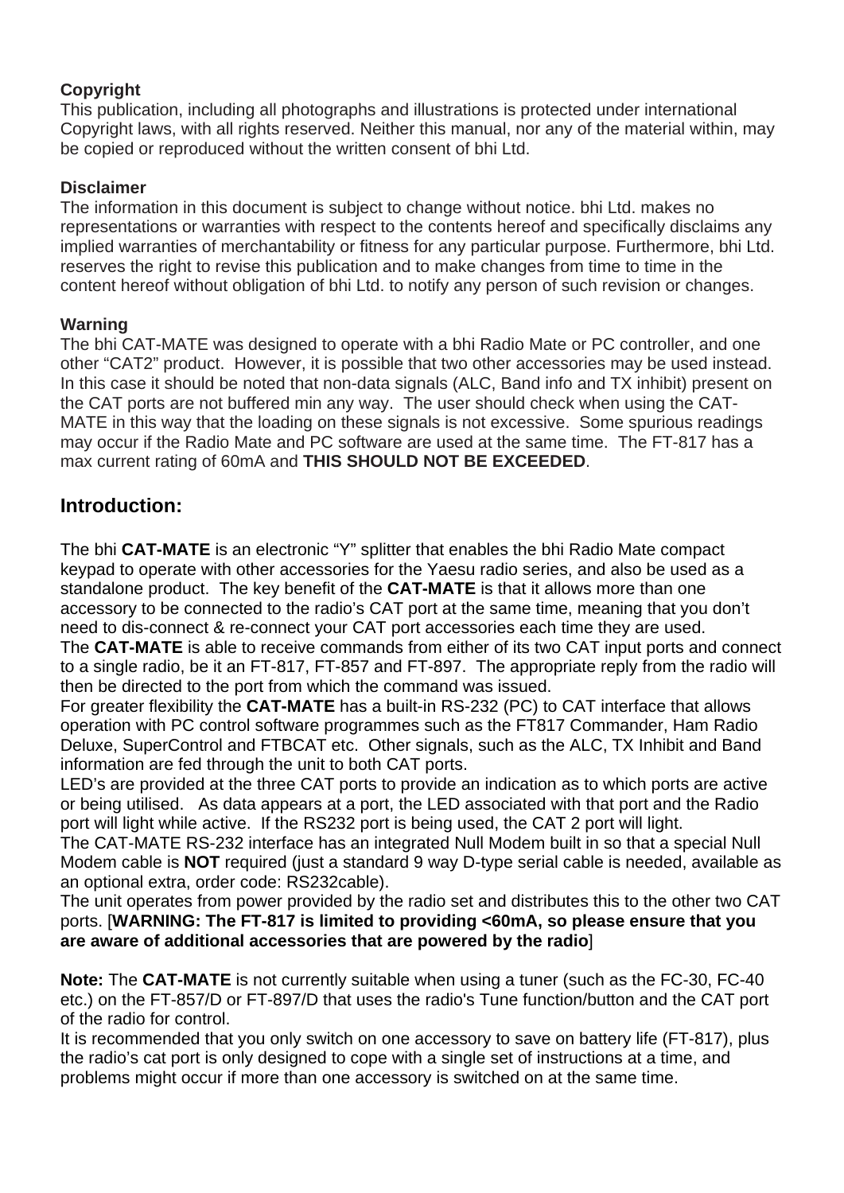**Copyright**
This publication, including all photographs and illustrations is protected under international Copyright laws, with all rights reserved. Neither this manual, nor any of the material within, may be copied or reproduced without the written consent of bhi Ltd.

**Disclaimer**
The information in this document is subject to change without notice. bhi Ltd. makes no representations or warranties with respect to the contents hereof and specifically disclaims any implied warranties of merchantability or fitness for any particular purpose. Furthermore, bhi Ltd. reserves the right to revise this publication and to make changes from time to time in the content hereof without obligation of bhi Ltd. to notify any person of such revision or changes.

**Warning**
The bhi CAT-MATE was designed to operate with a bhi Radio Mate or PC controller, and one other “CAT2” product. However, it is possible that two other accessories may be used instead. In this case it should be noted that non-data signals (ALC, Band info and TX inhibit) present on the CAT ports are not buffered min any way. The user should check when using the CAT-MATE in this way that the loading on these signals is not excessive. Some spurious readings may occur if the Radio Mate and PC software are used at the same time. The FT-817 has a max current rating of 60mA and **THIS SHOULD NOT BE EXCEEDED**.

## Introduction:

The bhi **CAT-MATE** is an electronic “Y” splitter that enables the bhi Radio Mate compact keypad to operate with other accessories for the Yaesu radio series, and also be used as a standalone product. The key benefit of the **CAT-MATE** is that it allows more than one accessory to be connected to the radio’s CAT port at the same time, meaning that you don’t need to dis-connect & re-connect your CAT port accessories each time they are used.
The **CAT-MATE** is able to receive commands from either of its two CAT input ports and connect to a single radio, be it an FT-817, FT-857 and FT-897. The appropriate reply from the radio will then be directed to the port from which the command was issued.
For greater flexibility the **CAT-MATE** has a built-in RS-232 (PC) to CAT interface that allows operation with PC control software programmes such as the FT817 Commander, Ham Radio Deluxe, SuperControl and FTBCAT etc. Other signals, such as the ALC, TX Inhibit and Band information are fed through the unit to both CAT ports.
LED’s are provided at the three CAT ports to provide an indication as to which ports are active or being utilised. As data appears at a port, the LED associated with that port and the Radio port will light while active. If the RS232 port is being used, the CAT 2 port will light.
The CAT-MATE RS-232 interface has an integrated Null Modem built in so that a special Null Modem cable is **NOT** required (just a standard 9 way D-type serial cable is needed, available as an optional extra, order code: RS232cable).
The unit operates from power provided by the radio set and distributes this to the other two CAT ports. [**WARNING: The FT-817 is limited to providing <60mA, so please ensure that you are aware of additional accessories that are powered by the radio**]

**Note:** The **CAT-MATE** is not currently suitable when using a tuner (such as the FC-30, FC-40 etc.) on the FT-857/D or FT-897/D that uses the radio's Tune function/button and the CAT port of the radio for control.
It is recommended that you only switch on one accessory to save on battery life (FT-817), plus the radio’s cat port is only designed to cope with a single set of instructions at a time, and problems might occur if more than one accessory is switched on at the same time.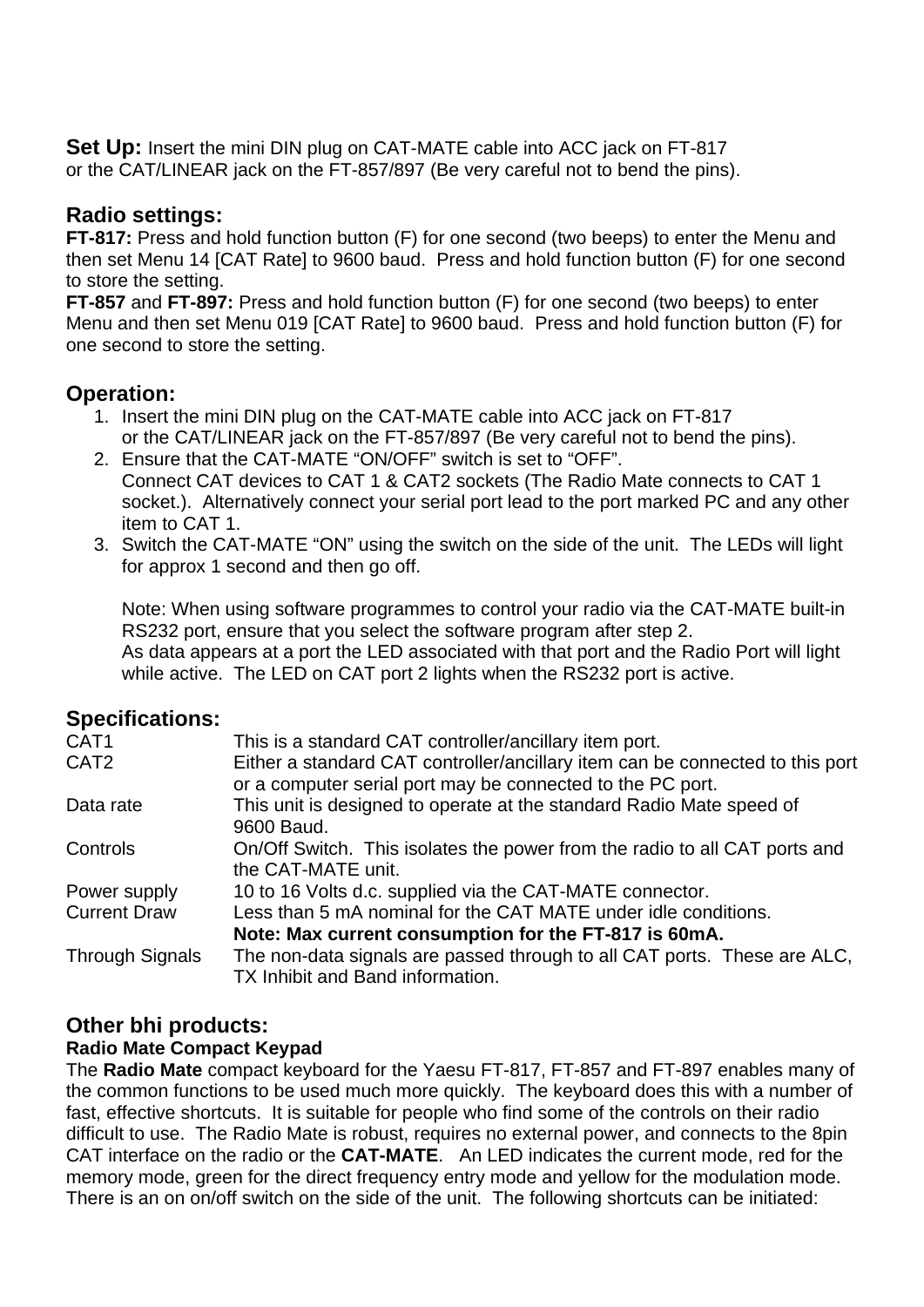**Set Up:** Insert the mini DIN plug on CAT-MATE cable into ACC jack on FT-817 or the CAT/LINEAR jack on the FT-857/897 (Be very careful not to bend the pins).

## Radio settings:

**FT-817:** Press and hold function button (F) for one second (two beeps) to enter the Menu and then set Menu 14 [CAT Rate] to 9600 baud. Press and hold function button (F) for one second to store the setting.
**FT-857** and **FT-897:** Press and hold function button (F) for one second (two beeps) to enter Menu and then set Menu 019 [CAT Rate] to 9600 baud. Press and hold function button (F) for one second to store the setting.

## Operation:

1. Insert the mini DIN plug on the CAT-MATE cable into ACC jack on FT-817 or the CAT/LINEAR jack on the FT-857/897 (Be very careful not to bend the pins).
2. Ensure that the CAT-MATE “ON/OFF” switch is set to “OFF”.
   Connect CAT devices to CAT 1 & CAT2 sockets (The Radio Mate connects to CAT 1 socket.). Alternatively connect your serial port lead to the port marked PC and any other item to CAT 1.
3. Switch the CAT-MATE “ON” using the switch on the side of the unit. The LEDs will light for approx 1 second and then go off.

   Note: When using software programmes to control your radio via the CAT-MATE built-in RS232 port, ensure that you select the software program after step 2.
   As data appears at a port the LED associated with that port and the Radio Port will light while active. The LED on CAT port 2 lights when the RS232 port is active.

## Specifications:

| | |
|---|---|
| CAT1 | This is a standard CAT controller/ancillary item port. |
| CAT2 | Either a standard CAT controller/ancillary item can be connected to this port or a computer serial port may be connected to the PC port. |
| Data rate | This unit is designed to operate at the standard Radio Mate speed of 9600 Baud. |
| Controls | On/Off Switch. This isolates the power from the radio to all CAT ports and the CAT-MATE unit. |
| Power supply | 10 to 16 Volts d.c. supplied via the CAT-MATE connector. |
| Current Draw | Less than 5 mA nominal for the CAT MATE under idle conditions. **Note: Max current consumption for the FT-817 is 60mA.** |
| Through Signals | The non-data signals are passed through to all CAT ports. These are ALC, TX Inhibit and Band information. |

## Other bhi products:

### Radio Mate Compact Keypad

The **Radio Mate** compact keyboard for the Yaesu FT-817, FT-857 and FT-897 enables many of the common functions to be used much more quickly. The keyboard does this with a number of fast, effective shortcuts. It is suitable for people who find some of the controls on their radio difficult to use. The Radio Mate is robust, requires no external power, and connects to the 8pin CAT interface on the radio or the **CAT-MATE**. An LED indicates the current mode, red for the memory mode, green for the direct frequency entry mode and yellow for the modulation mode. There is an on on/off switch on the side of the unit. The following shortcuts can be initiated: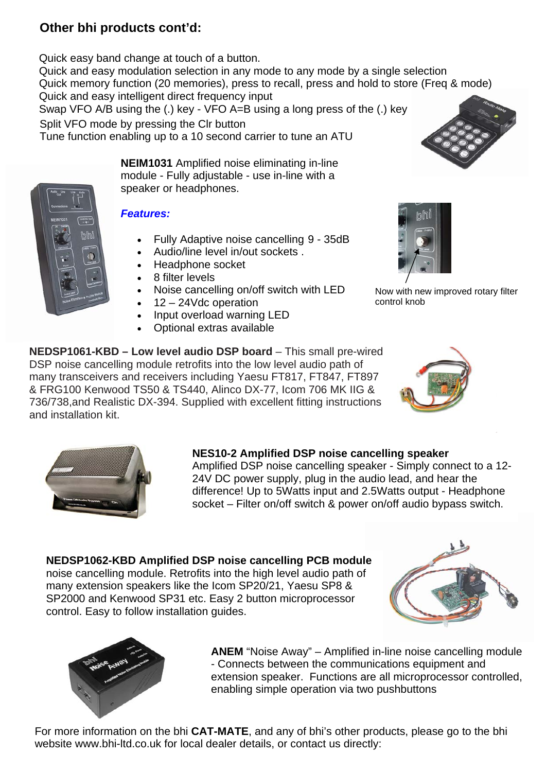## Other bhi products cont'd:

Quick easy band change at touch of a button.
Quick and easy modulation selection in any mode to any mode by a single selection
Quick memory function (20 memories), press to recall, press and hold to store (Freq & mode)
Quick and easy intelligent direct frequency input
Swap VFO A/B using the (.) key - VFO A=B using a long press of the (.) key
Split VFO mode by pressing the Clr button
Tune function enabling up to a 10 second carrier to tune an ATU

**NEIM1031** Amplified noise eliminating in-line module - Fully adjustable - use in-line with a speaker or headphones.

***Features:***

- Fully Adaptive noise cancelling 9 - 35dB
- Audio/line level in/out sockets .
- Headphone socket
- 8 filter levels
- Noise cancelling on/off switch with LED
- 12 – 24Vdc operation
- Input overload warning LED
- Optional extras available

Now with new improved rotary filter control knob

**NEDSP1061-KBD – Low level audio DSP board** – This small pre-wired DSP noise cancelling module retrofits into the low level audio path of many transceivers and receivers including Yaesu FT817, FT847, FT897 & FRG100 Kenwood TS50 & TS440, Alinco DX-77, Icom 706 MK IIG & 736/738,and Realistic DX-394. Supplied with excellent fitting instructions and installation kit.

**NES10-2 Amplified DSP noise cancelling speaker**
Amplified DSP noise cancelling speaker - Simply connect to a 12-24V DC power supply, plug in the audio lead, and hear the difference! Up to 5Watts input and 2.5Watts output - Headphone socket – Filter on/off switch & power on/off audio bypass switch.

**NEDSP1062-KBD Amplified DSP noise cancelling PCB module**
noise cancelling module. Retrofits into the high level audio path of many extension speakers like the Icom SP20/21, Yaesu SP8 & SP2000 and Kenwood SP31 etc. Easy 2 button microprocessor control. Easy to follow installation guides.

**ANEM** "Noise Away" – Amplified in-line noise cancelling module - Connects between the communications equipment and extension speaker. Functions are all microprocessor controlled, enabling simple operation via two pushbuttons

For more information on the bhi **CAT-MATE**, and any of bhi's other products, please go to the bhi website www.bhi-ltd.co.uk for local dealer details, or contact us directly: